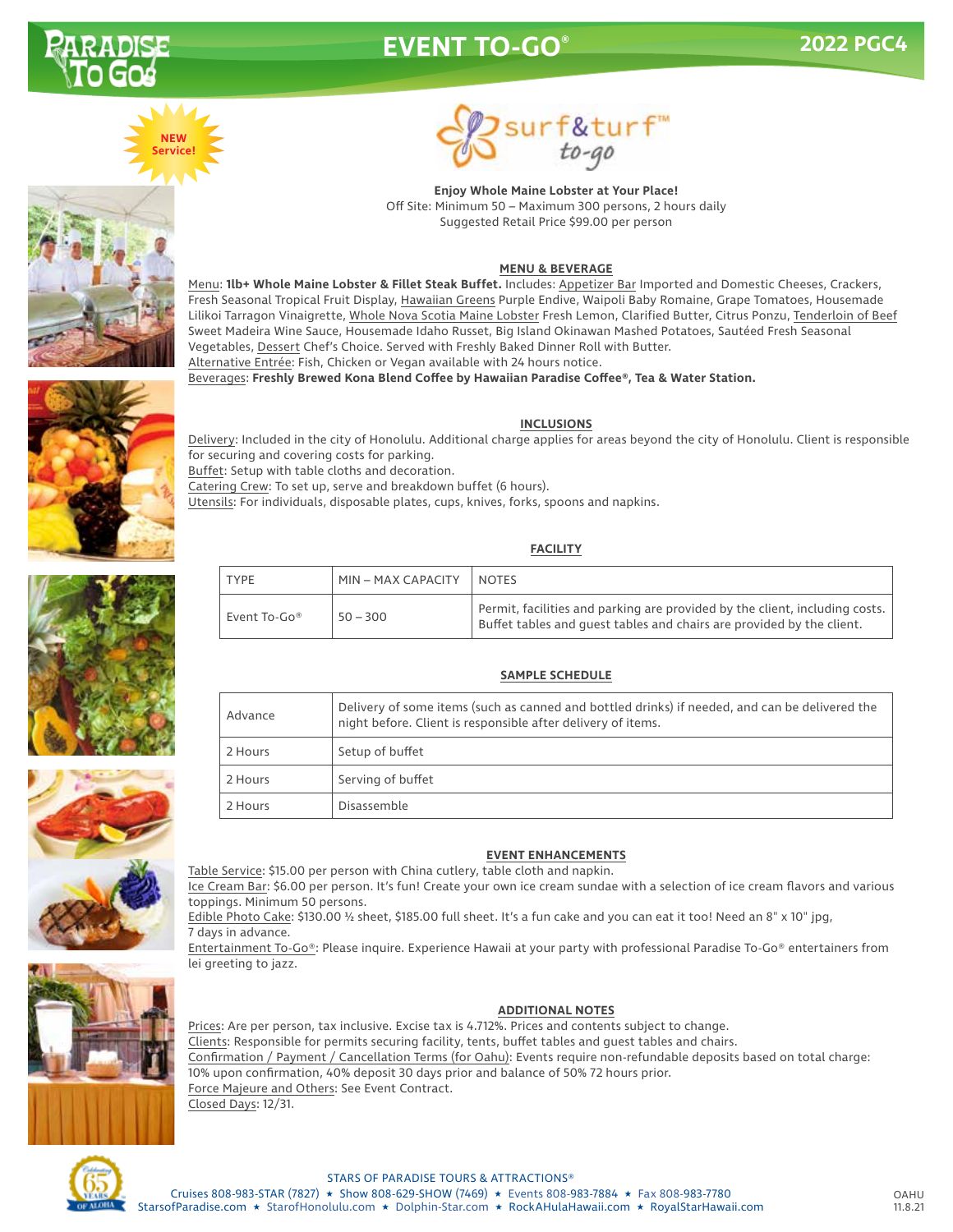# EVENT TO-GO®

**2022 PGC4**

NEW Service!

surf&turf™ to-go

**Enjoy Whole Maine Lobster at Your Place!**
Off Site: Minimum 50 – Maximum 300 persons, 2 hours daily
Suggested Retail Price $99.00 per person

## MENU & BEVERAGE

Menu: **1lb+ Whole Maine Lobster & Fillet Steak Buffet.** Includes: Appetizer Bar Imported and Domestic Cheeses, Crackers, Fresh Seasonal Tropical Fruit Display, Hawaiian Greens Purple Endive, Waipoli Baby Romaine, Grape Tomatoes, Housemade Lilikoi Tarragon Vinaigrette, Whole Nova Scotia Maine Lobster Fresh Lemon, Clarified Butter, Citrus Ponzu, Tenderloin of Beef Sweet Madeira Wine Sauce, Housemade Idaho Russet, Big Island Okinawan Mashed Potatoes, Sautéed Fresh Seasonal Vegetables, Dessert Chef's Choice. Served with Freshly Baked Dinner Roll with Butter.
Alternative Entrée: Fish, Chicken or Vegan available with 24 hours notice.
Beverages: **Freshly Brewed Kona Blend Coffee by Hawaiian Paradise Coffee®, Tea & Water Station.**

## INCLUSIONS

Delivery: Included in the city of Honolulu. Additional charge applies for areas beyond the city of Honolulu. Client is responsible for securing and covering costs for parking.
Buffet: Setup with table cloths and decoration.
Catering Crew: To set up, serve and breakdown buffet (6 hours).
Utensils: For individuals, disposable plates, cups, knives, forks, spoons and napkins.

## FACILITY

| TYPE | MIN – MAX CAPACITY | NOTES |
|---|---|---|
| Event To-Go® | 50 – 300 | Permit, facilities and parking are provided by the client, including costs. Buffet tables and guest tables and chairs are provided by the client. |

## SAMPLE SCHEDULE

| | |
|---|---|
| Advance | Delivery of some items (such as canned and bottled drinks) if needed, and can be delivered the night before. Client is responsible after delivery of items. |
| 2 Hours | Setup of buffet |
| 2 Hours | Serving of buffet |
| 2 Hours | Disassemble |

## EVENT ENHANCEMENTS

Table Service: $15.00 per person with China cutlery, table cloth and napkin.
Ice Cream Bar: $6.00 per person. It's fun! Create your own ice cream sundae with a selection of ice cream flavors and various toppings. Minimum 50 persons.
Edible Photo Cake: $130.00 ½ sheet, $185.00 full sheet. It's a fun cake and you can eat it too! Need an 8" x 10" jpg, 7 days in advance.
Entertainment To-Go®: Please inquire. Experience Hawaii at your party with professional Paradise To-Go® entertainers from lei greeting to jazz.

## ADDITIONAL NOTES

Prices: Are per person, tax inclusive. Excise tax is 4.712%. Prices and contents subject to change.
Clients: Responsible for permits securing facility, tents, buffet tables and guest tables and chairs.
Confirmation / Payment / Cancellation Terms (for Oahu): Events require non-refundable deposits based on total charge: 10% upon confirmation, 40% deposit 30 days prior and balance of 50% 72 hours prior.
Force Majeure and Others: See Event Contract.
Closed Days: 12/31.

STARS OF PARADISE TOURS & ATTRACTIONS®
Cruises 808-983-STAR (7827) ★ Show 808-629-SHOW (7469) ★ Events 808-983-7884 ★ Fax 808-983-7780
StarsofParadise.com ★ StarofHonolulu.com ★ Dolphin-Star.com ★ RockAHulaHawaii.com ★ RoyalStarHawaii.com

OAHU 11.8.21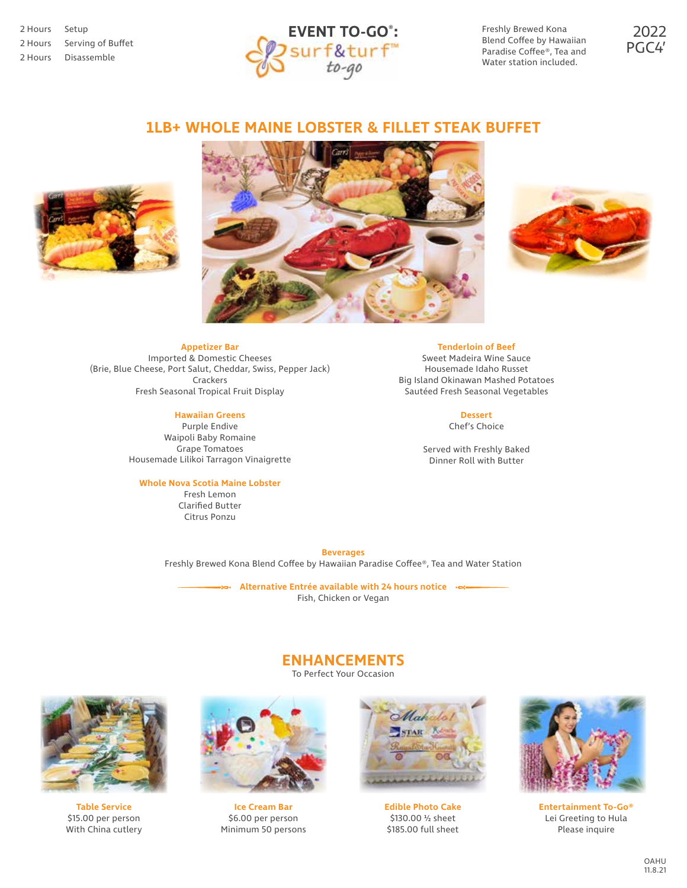2 Hours Setup
2 Hours Serving of Buffet
2 Hours Disassemble

**EVENT TO-GO®: surf&turf™ to-go**

Freshly Brewed Kona Blend Coffee by Hawaiian Paradise Coffee®, Tea and Water station included.

2022
PGC4'

# 1LB+ WHOLE MAINE LOBSTER & FILLET STEAK BUFFET

### Appetizer Bar
Imported & Domestic Cheeses
(Brie, Blue Cheese, Port Salut, Cheddar, Swiss, Pepper Jack)
Crackers
Fresh Seasonal Tropical Fruit Display

### Hawaiian Greens
Purple Endive
Waipoli Baby Romaine
Grape Tomatoes
Housemade Lilikoi Tarragon Vinaigrette

### Whole Nova Scotia Maine Lobster
Fresh Lemon
Clarified Butter
Citrus Ponzu

### Tenderloin of Beef
Sweet Madeira Wine Sauce
Housemade Idaho Russet
Big Island Okinawan Mashed Potatoes
Sautéed Fresh Seasonal Vegetables

### Dessert
Chef's Choice

Served with Freshly Baked
Dinner Roll with Butter

### Beverages
Freshly Brewed Kona Blend Coffee by Hawaiian Paradise Coffee®, Tea and Water Station

**Alternative Entrée available with 24 hours notice**
Fish, Chicken or Vegan

## ENHANCEMENTS
To Perfect Your Occasion

**Table Service**
$15.00 per person
With China cutlery

**Ice Cream Bar**
$6.00 per person
Minimum 50 persons

**Edible Photo Cake**
$130.00 ½ sheet
$185.00 full sheet

**Entertainment To-Go®**
Lei Greeting to Hula
Please inquire

OAHU
11.8.21